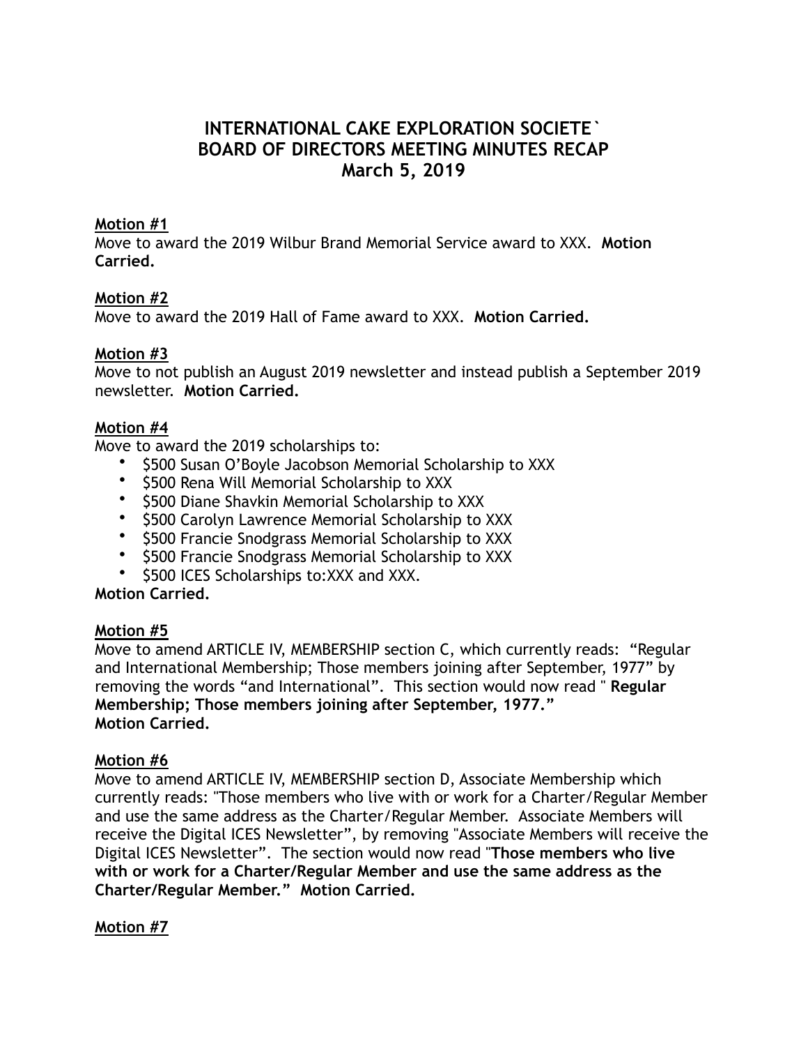# INTERNATIONAL CAKE EXPLORATION SOCIETE`
# BOARD OF DIRECTORS MEETING MINUTES RECAP
# March 5, 2019

**Motion #1**

Move to award the 2019 Wilbur Brand Memorial Service award to XXX. **Motion Carried.**

**Motion #2**

Move to award the 2019 Hall of Fame award to XXX. **Motion Carried.**

**Motion #3**

Move to not publish an August 2019 newsletter and instead publish a September 2019 newsletter. **Motion Carried.**

**Motion #4**

Move to award the 2019 scholarships to:

- $500 Susan O'Boyle Jacobson Memorial Scholarship to XXX
- $500 Rena Will Memorial Scholarship to XXX
- $500 Diane Shavkin Memorial Scholarship to XXX
- $500 Carolyn Lawrence Memorial Scholarship to XXX
- $500 Francie Snodgrass Memorial Scholarship to XXX
- $500 Francie Snodgrass Memorial Scholarship to XXX
- $500 ICES Scholarships to:XXX and XXX.

**Motion Carried.**

**Motion #5**

Move to amend ARTICLE IV, MEMBERSHIP section C, which currently reads: "Regular and International Membership; Those members joining after September, 1977" by removing the words "and International". This section would now read " **Regular Membership; Those members joining after September, 1977."**
**Motion Carried.**

**Motion #6**

Move to amend ARTICLE IV, MEMBERSHIP section D, Associate Membership which currently reads: "Those members who live with or work for a Charter/Regular Member and use the same address as the Charter/Regular Member. Associate Members will receive the Digital ICES Newsletter", by removing "Associate Members will receive the Digital ICES Newsletter". The section would now read "**Those members who live with or work for a Charter/Regular Member and use the same address as the Charter/Regular Member." Motion Carried.**

**Motion #7**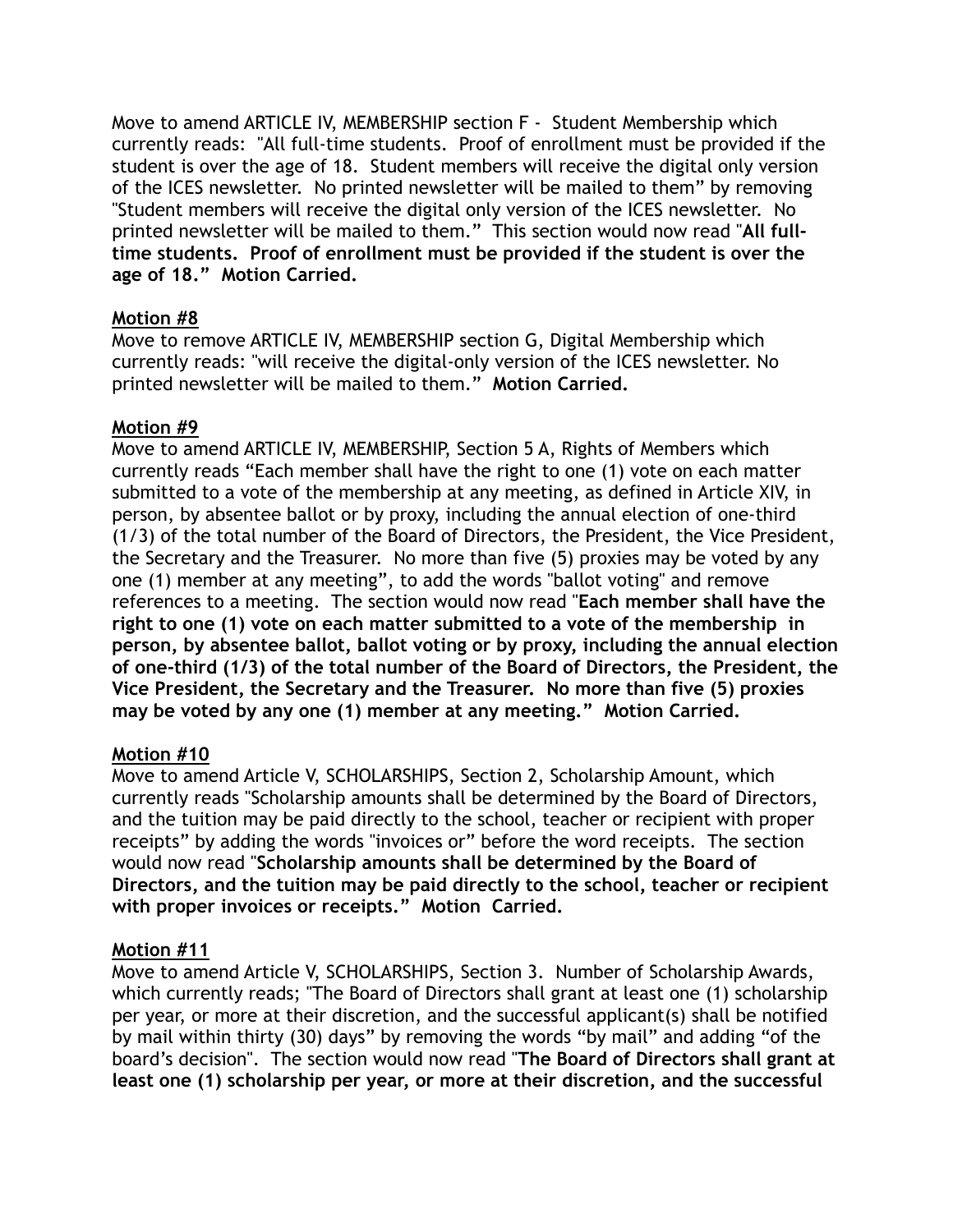Move to amend ARTICLE IV, MEMBERSHIP section F - Student Membership which currently reads: "All full-time students. Proof of enrollment must be provided if the student is over the age of 18. Student members will receive the digital only version of the ICES newsletter. No printed newsletter will be mailed to them" by removing "Student members will receive the digital only version of the ICES newsletter. No printed newsletter will be mailed to them." This section would now read "**All full-time students. Proof of enrollment must be provided if the student is over the age of 18." Motion Carried.**

**Motion #8**

Move to remove ARTICLE IV, MEMBERSHIP section G, Digital Membership which currently reads: "will receive the digital-only version of the ICES newsletter. No printed newsletter will be mailed to them." **Motion Carried.**

**Motion #9**

Move to amend ARTICLE IV, MEMBERSHIP, Section 5 A, Rights of Members which currently reads "Each member shall have the right to one (1) vote on each matter submitted to a vote of the membership at any meeting, as defined in Article XIV, in person, by absentee ballot or by proxy, including the annual election of one-third (1/3) of the total number of the Board of Directors, the President, the Vice President, the Secretary and the Treasurer. No more than five (5) proxies may be voted by any one (1) member at any meeting", to add the words "ballot voting" and remove references to a meeting. The section would now read "**Each member shall have the right to one (1) vote on each matter submitted to a vote of the membership in person, by absentee ballot, ballot voting or by proxy, including the annual election of one-third (1/3) of the total number of the Board of Directors, the President, the Vice President, the Secretary and the Treasurer. No more than five (5) proxies may be voted by any one (1) member at any meeting." Motion Carried.**

**Motion #10**

Move to amend Article V, SCHOLARSHIPS, Section 2, Scholarship Amount, which currently reads "Scholarship amounts shall be determined by the Board of Directors, and the tuition may be paid directly to the school, teacher or recipient with proper receipts" by adding the words "invoices or" before the word receipts. The section would now read "**Scholarship amounts shall be determined by the Board of Directors, and the tuition may be paid directly to the school, teacher or recipient with proper invoices or receipts." Motion Carried.**

**Motion #11**

Move to amend Article V, SCHOLARSHIPS, Section 3. Number of Scholarship Awards, which currently reads; "The Board of Directors shall grant at least one (1) scholarship per year, or more at their discretion, and the successful applicant(s) shall be notified by mail within thirty (30) days" by removing the words "by mail" and adding "of the board's decision". The section would now read "**The Board of Directors shall grant at least one (1) scholarship per year, or more at their discretion, and the successful**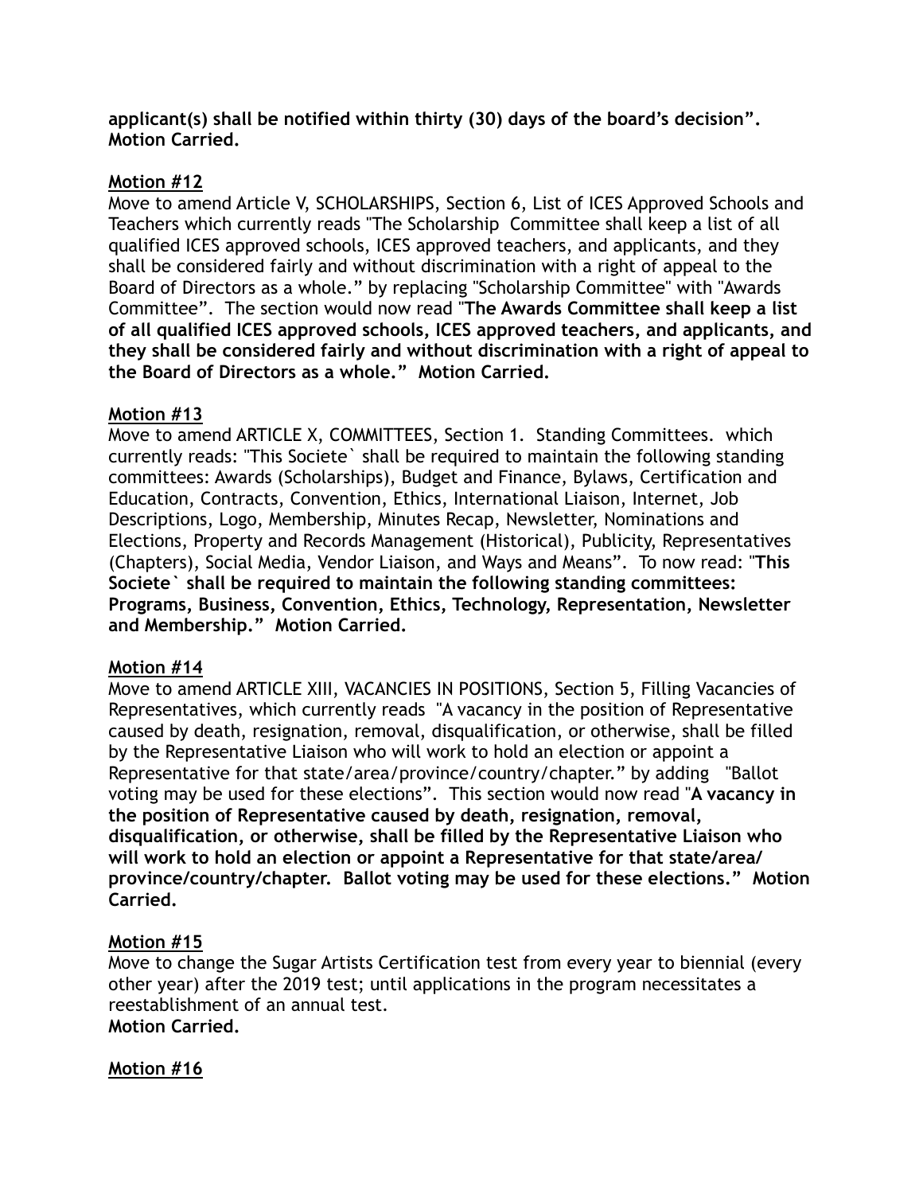**applicant(s) shall be notified within thirty (30) days of the board's decision". Motion Carried.**

**Motion #12**

Move to amend Article V, SCHOLARSHIPS, Section 6, List of ICES Approved Schools and Teachers which currently reads "The Scholarship Committee shall keep a list of all qualified ICES approved schools, ICES approved teachers, and applicants, and they shall be considered fairly and without discrimination with a right of appeal to the Board of Directors as a whole." by replacing "Scholarship Committee" with "Awards Committee". The section would now read "**The Awards Committee shall keep a list of all qualified ICES approved schools, ICES approved teachers, and applicants, and they shall be considered fairly and without discrimination with a right of appeal to the Board of Directors as a whole." Motion Carried.**

**Motion #13**

Move to amend ARTICLE X, COMMITTEES, Section 1. Standing Committees. which currently reads: "This Societe` shall be required to maintain the following standing committees: Awards (Scholarships), Budget and Finance, Bylaws, Certification and Education, Contracts, Convention, Ethics, International Liaison, Internet, Job Descriptions, Logo, Membership, Minutes Recap, Newsletter, Nominations and Elections, Property and Records Management (Historical), Publicity, Representatives (Chapters), Social Media, Vendor Liaison, and Ways and Means". To now read: "**This Societe` shall be required to maintain the following standing committees: Programs, Business, Convention, Ethics, Technology, Representation, Newsletter and Membership." Motion Carried.**

**Motion #14**

Move to amend ARTICLE XIII, VACANCIES IN POSITIONS, Section 5, Filling Vacancies of Representatives, which currently reads "A vacancy in the position of Representative caused by death, resignation, removal, disqualification, or otherwise, shall be filled by the Representative Liaison who will work to hold an election or appoint a Representative for that state/area/province/country/chapter." by adding "Ballot voting may be used for these elections". This section would now read "**A vacancy in the position of Representative caused by death, resignation, removal, disqualification, or otherwise, shall be filled by the Representative Liaison who will work to hold an election or appoint a Representative for that state/area/province/country/chapter. Ballot voting may be used for these elections." Motion Carried.**

**Motion #15**

Move to change the Sugar Artists Certification test from every year to biennial (every other year) after the 2019 test; until applications in the program necessitates a reestablishment of an annual test.

**Motion Carried.**

**Motion #16**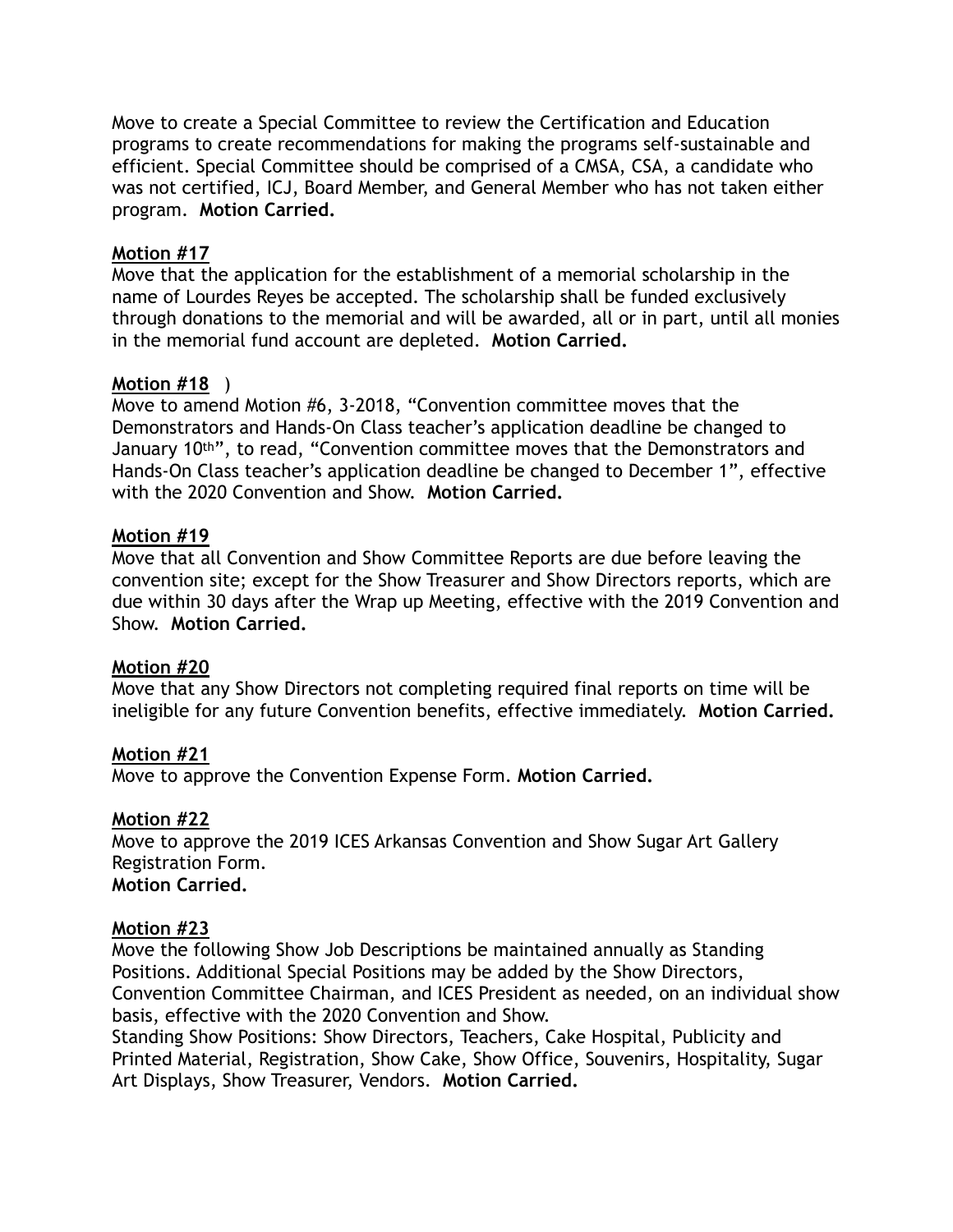Move to create a Special Committee to review the Certification and Education programs to create recommendations for making the programs self-sustainable and efficient. Special Committee should be comprised of a CMSA, CSA, a candidate who was not certified, ICJ, Board Member, and General Member who has not taken either program. **Motion Carried.**

**Motion #17**

Move that the application for the establishment of a memorial scholarship in the name of Lourdes Reyes be accepted. The scholarship shall be funded exclusively through donations to the memorial and will be awarded, all or in part, until all monies in the memorial fund account are depleted. **Motion Carried.**

**Motion #18** )

Move to amend Motion #6, 3-2018, "Convention committee moves that the Demonstrators and Hands-On Class teacher's application deadline be changed to January 10th", to read, "Convention committee moves that the Demonstrators and Hands-On Class teacher's application deadline be changed to December 1", effective with the 2020 Convention and Show. **Motion Carried.**

**Motion #19**

Move that all Convention and Show Committee Reports are due before leaving the convention site; except for the Show Treasurer and Show Directors reports, which are due within 30 days after the Wrap up Meeting, effective with the 2019 Convention and Show. **Motion Carried.**

**Motion #20**

Move that any Show Directors not completing required final reports on time will be ineligible for any future Convention benefits, effective immediately. **Motion Carried.**

**Motion #21**

Move to approve the Convention Expense Form. **Motion Carried.**

**Motion #22**

Move to approve the 2019 ICES Arkansas Convention and Show Sugar Art Gallery Registration Form.

**Motion Carried.**

**Motion #23**

Move the following Show Job Descriptions be maintained annually as Standing Positions. Additional Special Positions may be added by the Show Directors, Convention Committee Chairman, and ICES President as needed, on an individual show basis, effective with the 2020 Convention and Show.

Standing Show Positions: Show Directors, Teachers, Cake Hospital, Publicity and Printed Material, Registration, Show Cake, Show Office, Souvenirs, Hospitality, Sugar Art Displays, Show Treasurer, Vendors. **Motion Carried.**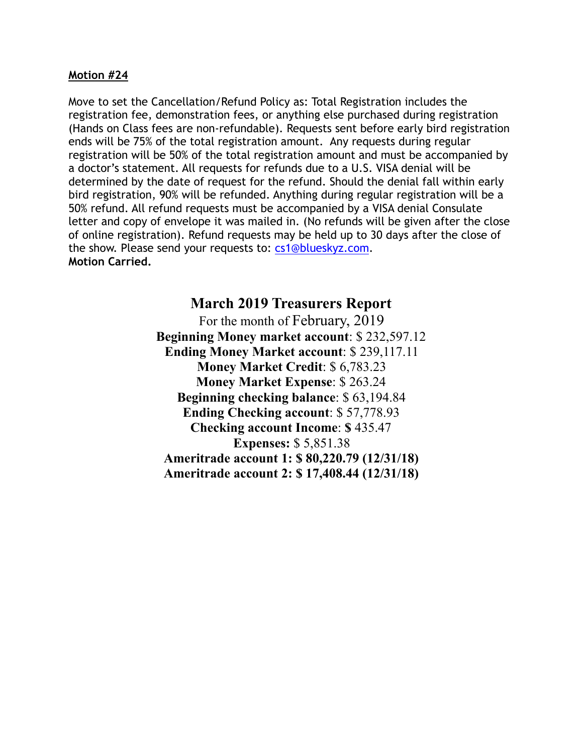**Motion #24**

Move to set the Cancellation/Refund Policy as: Total Registration includes the registration fee, demonstration fees, or anything else purchased during registration (Hands on Class fees are non-refundable). Requests sent before early bird registration ends will be 75% of the total registration amount. Any requests during regular registration will be 50% of the total registration amount and must be accompanied by a doctor's statement. All requests for refunds due to a U.S. VISA denial will be determined by the date of request for the refund. Should the denial fall within early bird registration, 90% will be refunded. Anything during regular registration will be a 50% refund. All refund requests must be accompanied by a VISA denial Consulate letter and copy of envelope it was mailed in. (No refunds will be given after the close of online registration). Refund requests may be held up to 30 days after the close of the show. Please send your requests to: cs1@blueskyz.com.
**Motion Carried.**

## March 2019 Treasurers Report

For the month of February, 2019

**Beginning Money market account**: $ 232,597.12

**Ending Money Market account**: $ 239,117.11

**Money Market Credit**: $ 6,783.23

**Money Market Expense**: $ 263.24

**Beginning checking balance**: $ 63,194.84

**Ending Checking account**: $ 57,778.93

**Checking account Income**: **$** 435.47

**Expenses:** $ 5,851.38

**Ameritrade account 1: $ 80,220.79 (12/31/18)**

**Ameritrade account 2: $ 17,408.44 (12/31/18)**